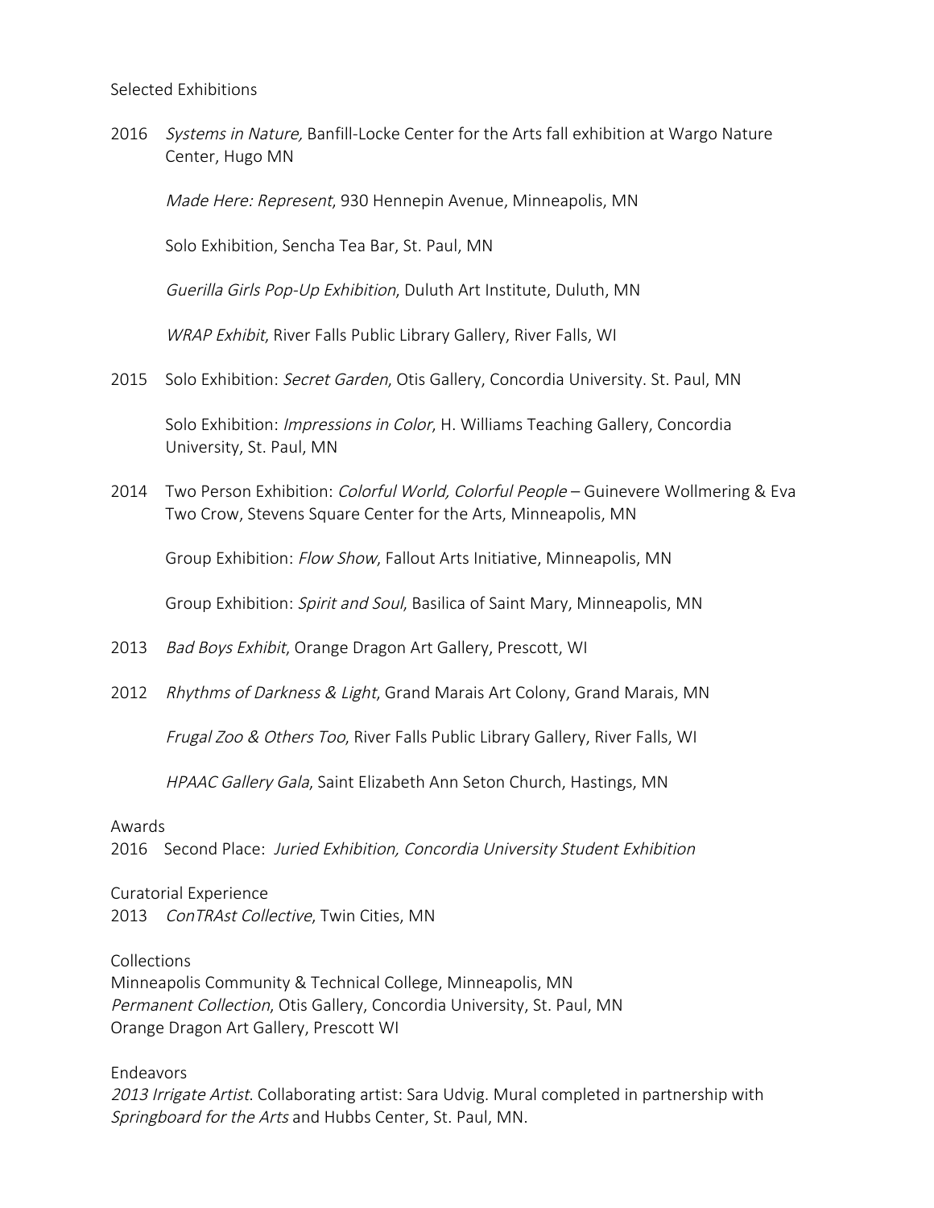## Selected Exhibitions

2016 *Systems in Nature,* Banfill-Locke Center for the Arts fall exhibition at Wargo Nature Center, Hugo MN

*Made Here: Represent*, 930 Hennepin Avenue, Minneapolis, MN

Solo Exhibition, Sencha Tea Bar, St. Paul, MN

*Guerilla Girls Pop-Up Exhibition*, Duluth Art Institute, Duluth, MN

*WRAP Exhibit*, River Falls Public Library Gallery, River Falls, WI

2015 Solo Exhibition: *Secret Garden*, Otis Gallery, Concordia University. St. Paul, MN

Solo Exhibition: *Impressions in Color*, H. Williams Teaching Gallery, Concordia University, St. Paul, MN

2014 Two Person Exhibition: *Colorful World, Colorful People* – Guinevere Wollmering & Eva Two Crow, Stevens Square Center for the Arts, Minneapolis, MN

Group Exhibition: *Flow Show*, Fallout Arts Initiative, Minneapolis, MN

Group Exhibition: *Spirit and Soul*, Basilica of Saint Mary, Minneapolis, MN

2013 *Bad Boys Exhibit*, Orange Dragon Art Gallery, Prescott, WI

2012 *Rhythms of Darkness & Light*, Grand Marais Art Colony, Grand Marais, MN

*Frugal Zoo & Others Too*, River Falls Public Library Gallery, River Falls, WI

*HPAAC Gallery Gala*, Saint Elizabeth Ann Seton Church, Hastings, MN

## Awards

2016 Second Place: *Juried Exhibition, Concordia University Student Exhibition*

## Curatorial Experience

2013 *ConTRAst Collective*, Twin Cities, MN

## Collections

Minneapolis Community & Technical College, Minneapolis, MN
*Permanent Collection*, Otis Gallery, Concordia University, St. Paul, MN
Orange Dragon Art Gallery, Prescott WI

## Endeavors

*2013 Irrigate Artist*. Collaborating artist: Sara Udvig. Mural completed in partnership with *Springboard for the Arts* and Hubbs Center, St. Paul, MN.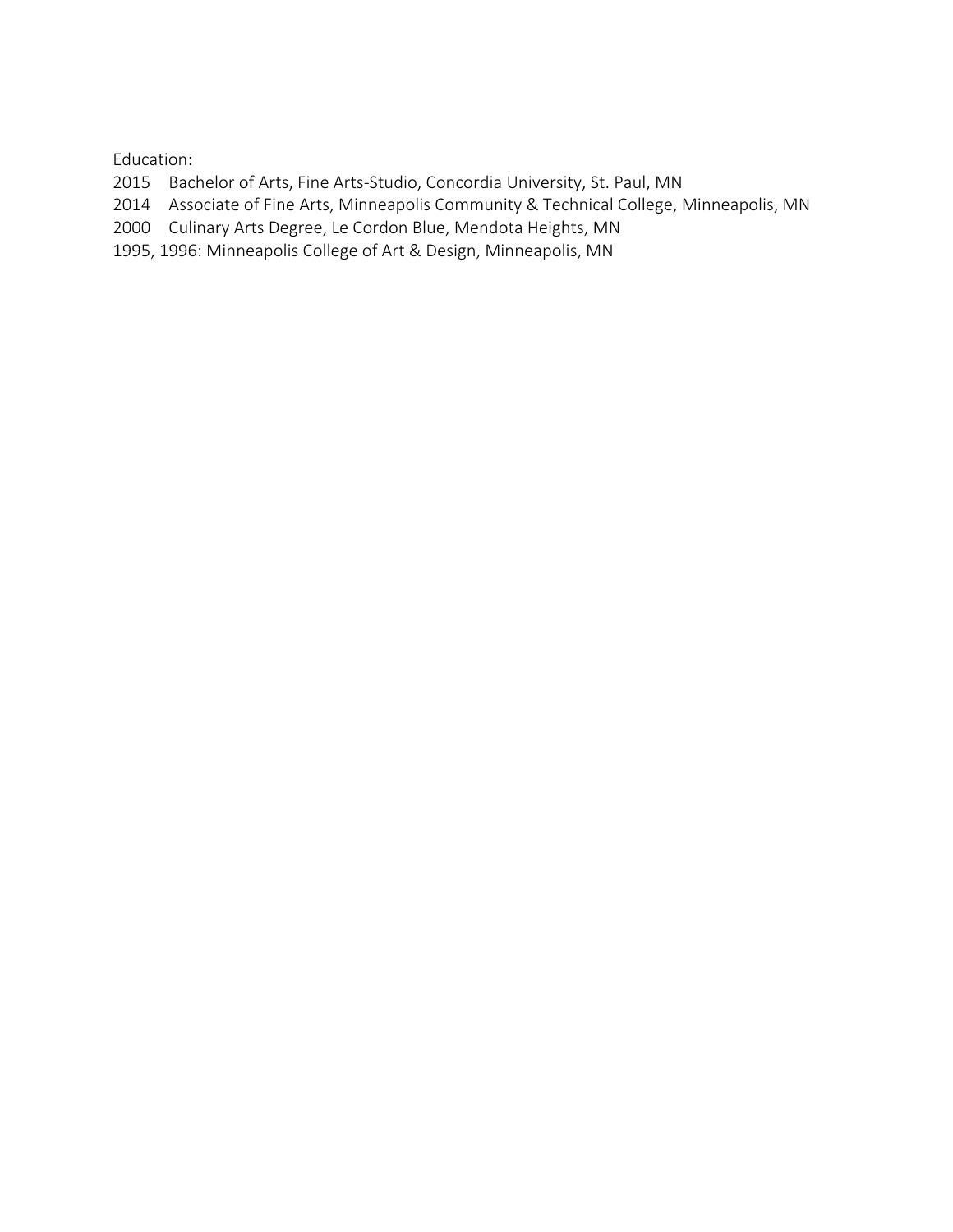Education:

2015 Bachelor of Arts, Fine Arts-Studio, Concordia University, St. Paul, MN

2014 Associate of Fine Arts, Minneapolis Community & Technical College, Minneapolis, MN

2000 Culinary Arts Degree, Le Cordon Blue, Mendota Heights, MN

1995, 1996: Minneapolis College of Art & Design, Minneapolis, MN